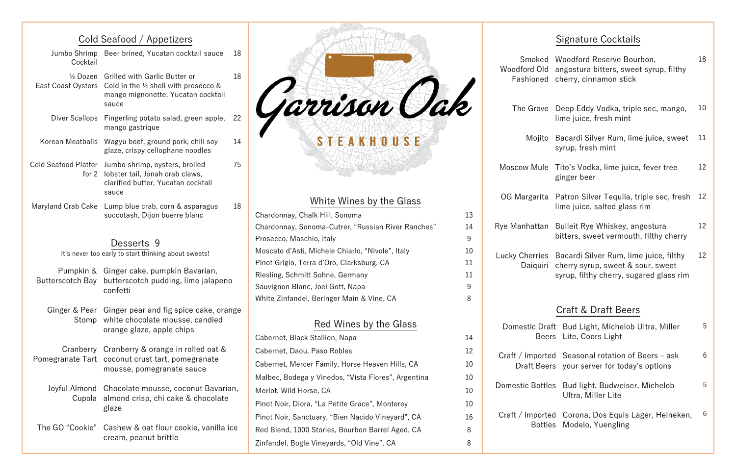## Cold Seafood / Appetizers

| Item | Description | Price |
|---|---|---|
| Jumbo Shrimp Cocktail | Beer brined, Yucatan cocktail sauce | 18 |
| ½ Dozen East Coast Oysters | Grilled with Garlic Butter or Cold in the ½ shell with prosecco & mango mignonette, Yucatan cocktail sauce | 18 |
| Diver Scallops | Fingerling potato salad, green apple, mango gastrique | 22 |
| Korean Meatballs | Wagyu beef, ground pork, chili soy glaze, crispy cellophane noodles | 14 |
| Cold Seafood Platter for 2 | Jumbo shrimp, oysters, broiled lobster tail, Jonah crab claws, clarified butter, Yucatan cocktail sauce | 75 |
| Maryland Crab Cake | Lump blue crab, corn & asparagus succotash, Dijon buerre blanc | 18 |

## Desserts 9

It's never too early to start thinking about sweets!

| Item | Description |
|---|---|
| Pumpkin & Butterscotch Bay | Ginger cake, pumpkin Bavarian, butterscotch pudding, lime jalapeno confetti |
| Ginger & Pear Stomp | Ginger pear and fig spice cake, orange white chocolate mousse, candied orange glaze, apple chips |
| Cranberry Pomegranate Tart | Cranberry & orange in rolled oat & coconut crust tart, pomegranate mousse, pomegranate sauce |
| Joyful Almond Cupola | Chocolate mousse, coconut Bavarian, almond crisp, chi cake & chocolate glaze |
| The GO "Cookie" | Cashew & oat flour cookie, vanilla ice cream, peanut brittle |

# Garrison Oak

### STEAKHOUSE

## White Wines by the Glass

| Wine | Price |
|---|---|
| Chardonnay, Chalk Hill, Sonoma | 13 |
| Chardonnay, Sonoma-Cutrer, "Russian River Ranches" | 14 |
| Prosecco, Maschio, Italy | 9 |
| Moscato d'Asti, Michele Chiarlo, "Nivole", Italy | 10 |
| Pinot Grigio, Terra d'Oro, Clarksburg, CA | 11 |
| Riesling, Schmitt Sohne, Germany | 11 |
| Sauvignon Blanc, Joel Gott, Napa | 9 |
| White Zinfandel, Beringer Main & Vine, CA | 8 |

## Red Wines by the Glass

| Wine | Price |
|---|---|
| Cabernet, Black Stallion, Napa | 14 |
| Cabernet, Daou, Paso Robles | 12 |
| Cabernet, Mercer Family, Horse Heaven Hills, CA | 10 |
| Malbec, Bodega y Vinedos, "Vista Flores", Argentina | 10 |
| Merlot, Wild Horse, CA | 10 |
| Pinot Noir, Diora, "La Petite Grace", Monterey | 10 |
| Pinot Noir, Sanctuary, "Bien Nacido Vineyard", CA | 16 |
| Red Blend, 1000 Stories, Bourbon Barrel Aged, CA | 8 |
| Zinfandel, Bogle Vineyards, "Old Vine", CA | 8 |

## Signature Cocktails

| Item | Description | Price |
|---|---|---|
| Smoked Woodford Old Fashioned | Woodford Reserve Bourbon, angostura bitters, sweet syrup, filthy cherry, cinnamon stick | 18 |
| The Grove | Deep Eddy Vodka, triple sec, mango, lime juice, fresh mint | 10 |
| Mojito | Bacardi Silver Rum, lime juice, sweet syrup, fresh mint | 11 |
| Moscow Mule | Tito's Vodka, lime juice, fever tree ginger beer | 12 |
| OG Margarita | Patron Silver Tequila, triple sec, fresh lime juice, salted glass rim | 12 |
| Rye Manhattan | Bulleit Rye Whiskey, angostura bitters, sweet vermouth, filthy cherry | 12 |
| Lucky Cherries Daiquiri | Bacardi Silver Rum, lime juice, filthy cherry syrup, sweet & sour, sweet syrup, filthy cherry, sugared glass rim | 12 |

## Craft & Draft Beers

| Item | Description | Price |
|---|---|---|
| Domestic Draft Beers | Bud Light, Michelob Ultra, Miller Lite, Coors Light | 5 |
| Craft / Imported Draft Beers | Seasonal rotation of Beers – ask your server for today's options | 6 |
| Domestic Bottles | Bud light, Budweiser, Michelob Ultra, Miller Lite | 5 |
| Craft / Imported Bottles | Corona, Dos Equis Lager, Heineken, Modelo, Yuengling | 6 |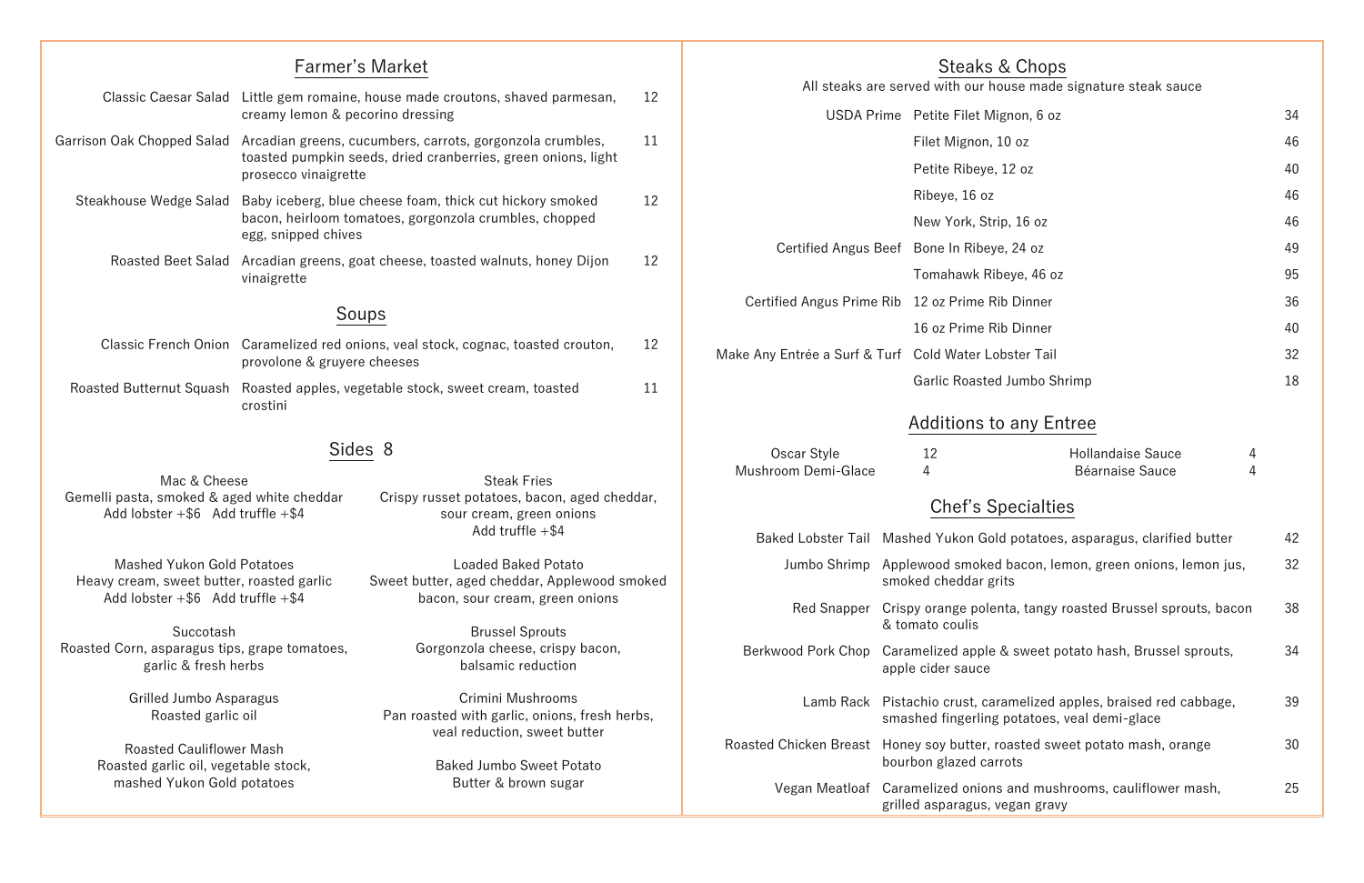## Farmer's Market

| | | |
|---|---|---|
| Classic Caesar Salad | Little gem romaine, house made croutons, shaved parmesan, creamy lemon & pecorino dressing | 12 |
| Garrison Oak Chopped Salad | Arcadian greens, cucumbers, carrots, gorgonzola crumbles, toasted pumpkin seeds, dried cranberries, green onions, light prosecco vinaigrette | 11 |
| Steakhouse Wedge Salad | Baby iceberg, blue cheese foam, thick cut hickory smoked bacon, heirloom tomatoes, gorgonzola crumbles, chopped egg, snipped chives | 12 |
| Roasted Beet Salad | Arcadian greens, goat cheese, toasted walnuts, honey Dijon vinaigrette | 12 |

## Soups

| | | |
|---|---|---|
| Classic French Onion | Caramelized red onions, veal stock, cognac, toasted crouton, provolone & gruyere cheeses | 12 |
| Roasted Butternut Squash | Roasted apples, vegetable stock, sweet cream, toasted crostini | 11 |

## Sides 8

**Mac & Cheese**
Gemelli pasta, smoked & aged white cheddar
Add lobster +$6 Add truffle +$4

**Steak Fries**
Crispy russet potatoes, bacon, aged cheddar, sour cream, green onions
Add truffle +$4

**Mashed Yukon Gold Potatoes**
Heavy cream, sweet butter, roasted garlic
Add lobster +$6 Add truffle +$4

**Loaded Baked Potato**
Sweet butter, aged cheddar, Applewood smoked bacon, sour cream, green onions

**Succotash**
Roasted Corn, asparagus tips, grape tomatoes, garlic & fresh herbs

**Brussel Sprouts**
Gorgonzola cheese, crispy bacon, balsamic reduction

**Grilled Jumbo Asparagus**
Roasted garlic oil

**Crimini Mushrooms**
Pan roasted with garlic, onions, fresh herbs, veal reduction, sweet butter

**Roasted Cauliflower Mash**
Roasted garlic oil, vegetable stock, mashed Yukon Gold potatoes

**Baked Jumbo Sweet Potato**
Butter & brown sugar

## Steaks & Chops

All steaks are served with our house made signature steak sauce

| | | |
|---|---|---|
| USDA Prime | Petite Filet Mignon, 6 oz | 34 |
| | Filet Mignon, 10 oz | 46 |
| | Petite Ribeye, 12 oz | 40 |
| | Ribeye, 16 oz | 46 |
| | New York, Strip, 16 oz | 46 |
| Certified Angus Beef | Bone In Ribeye, 24 oz | 49 |
| | Tomahawk Ribeye, 46 oz | 95 |
| Certified Angus Prime Rib | 12 oz Prime Rib Dinner | 36 |
| | 16 oz Prime Rib Dinner | 40 |
| Make Any Entrée a Surf & Turf | Cold Water Lobster Tail | 32 |
| | Garlic Roasted Jumbo Shrimp | 18 |

## Additions to any Entree

| | | | |
|---|---|---|---|
| Oscar Style | 12 | Hollandaise Sauce | 4 |
| Mushroom Demi-Glace | 4 | Béarnaise Sauce | 4 |

## Chef's Specialties

| | | |
|---|---|---|
| Baked Lobster Tail | Mashed Yukon Gold potatoes, asparagus, clarified butter | 42 |
| Jumbo Shrimp | Applewood smoked bacon, lemon, green onions, lemon jus, smoked cheddar grits | 32 |
| Red Snapper | Crispy orange polenta, tangy roasted Brussel sprouts, bacon & tomato coulis | 38 |
| Berkwood Pork Chop | Caramelized apple & sweet potato hash, Brussel sprouts, apple cider sauce | 34 |
| Lamb Rack | Pistachio crust, caramelized apples, braised red cabbage, smashed fingerling potatoes, veal demi-glace | 39 |
| Roasted Chicken Breast | Honey soy butter, roasted sweet potato mash, orange bourbon glazed carrots | 30 |
| Vegan Meatloaf | Caramelized onions and mushrooms, cauliflower mash, grilled asparagus, vegan gravy | 25 |